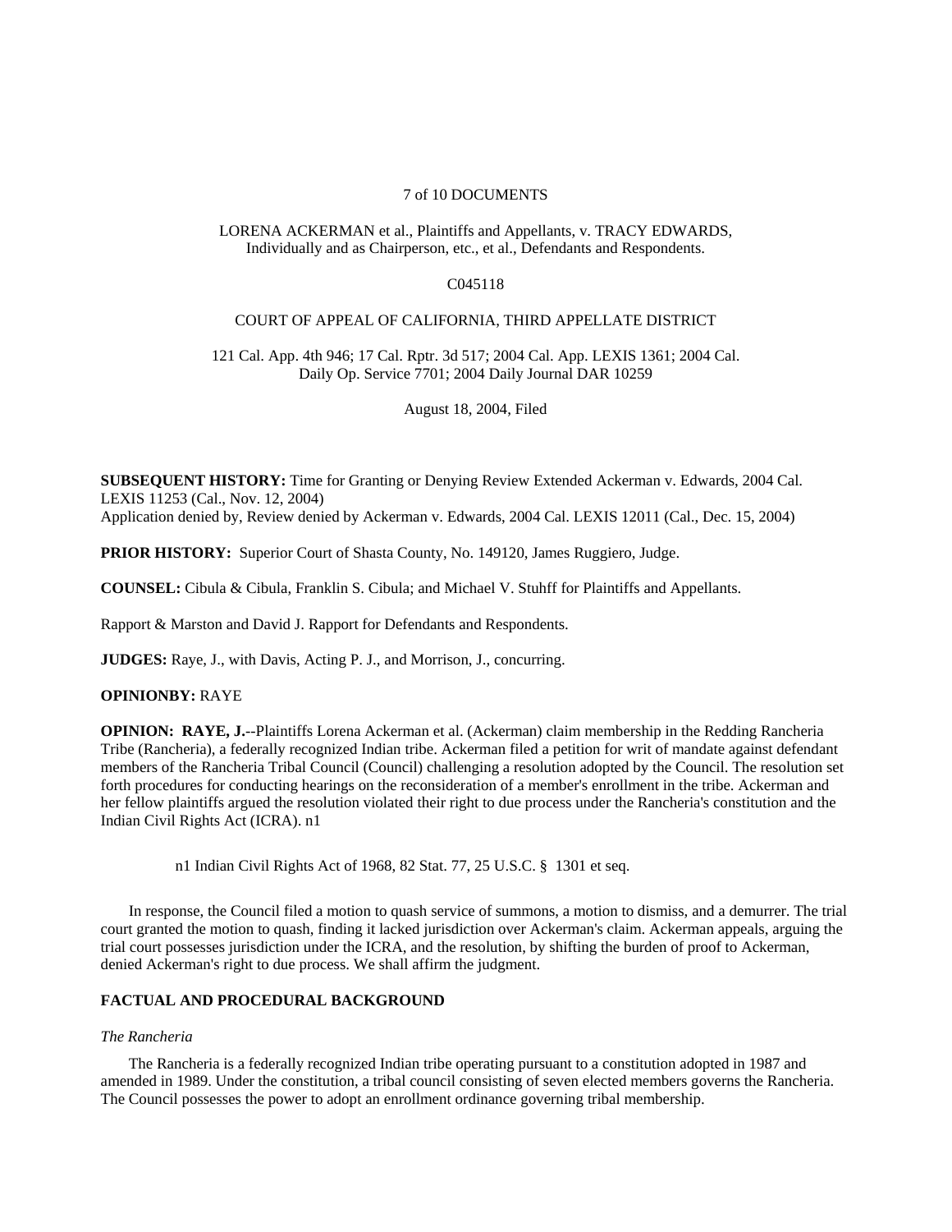7 of 10 DOCUMENTS

LORENA ACKERMAN et al., Plaintiffs and Appellants, v. TRACY EDWARDS, Individually and as Chairperson, etc., et al., Defendants and Respondents.

C045118

COURT OF APPEAL OF CALIFORNIA, THIRD APPELLATE DISTRICT

121 Cal. App. 4th 946; 17 Cal. Rptr. 3d 517; 2004 Cal. App. LEXIS 1361; 2004 Cal. Daily Op. Service 7701; 2004 Daily Journal DAR 10259

August 18, 2004, Filed

**SUBSEQUENT HISTORY:** Time for Granting or Denying Review Extended Ackerman v. Edwards, 2004 Cal. LEXIS 11253 (Cal., Nov. 12, 2004)
Application denied by, Review denied by Ackerman v. Edwards, 2004 Cal. LEXIS 12011 (Cal., Dec. 15, 2004)

**PRIOR HISTORY:** Superior Court of Shasta County, No. 149120, James Ruggiero, Judge.

**COUNSEL:** Cibula & Cibula, Franklin S. Cibula; and Michael V. Stuhff for Plaintiffs and Appellants.

Rapport & Marston and David J. Rapport for Defendants and Respondents.

**JUDGES:** Raye, J., with Davis, Acting P. J., and Morrison, J., concurring.

**OPINIONBY:** RAYE

**OPINION: RAYE, J.**--Plaintiffs Lorena Ackerman et al. (Ackerman) claim membership in the Redding Rancheria Tribe (Rancheria), a federally recognized Indian tribe. Ackerman filed a petition for writ of mandate against defendant members of the Rancheria Tribal Council (Council) challenging a resolution adopted by the Council. The resolution set forth procedures for conducting hearings on the reconsideration of a member's enrollment in the tribe. Ackerman and her fellow plaintiffs argued the resolution violated their right to due process under the Rancheria's constitution and the Indian Civil Rights Act (ICRA). n1

n1 Indian Civil Rights Act of 1968, 82 Stat. 77, 25 U.S.C. § 1301 et seq.

In response, the Council filed a motion to quash service of summons, a motion to dismiss, and a demurrer. The trial court granted the motion to quash, finding it lacked jurisdiction over Ackerman's claim. Ackerman appeals, arguing the trial court possesses jurisdiction under the ICRA, and the resolution, by shifting the burden of proof to Ackerman, denied Ackerman's right to due process. We shall affirm the judgment.

## FACTUAL AND PROCEDURAL BACKGROUND

*The Rancheria*

The Rancheria is a federally recognized Indian tribe operating pursuant to a constitution adopted in 1987 and amended in 1989. Under the constitution, a tribal council consisting of seven elected members governs the Rancheria. The Council possesses the power to adopt an enrollment ordinance governing tribal membership.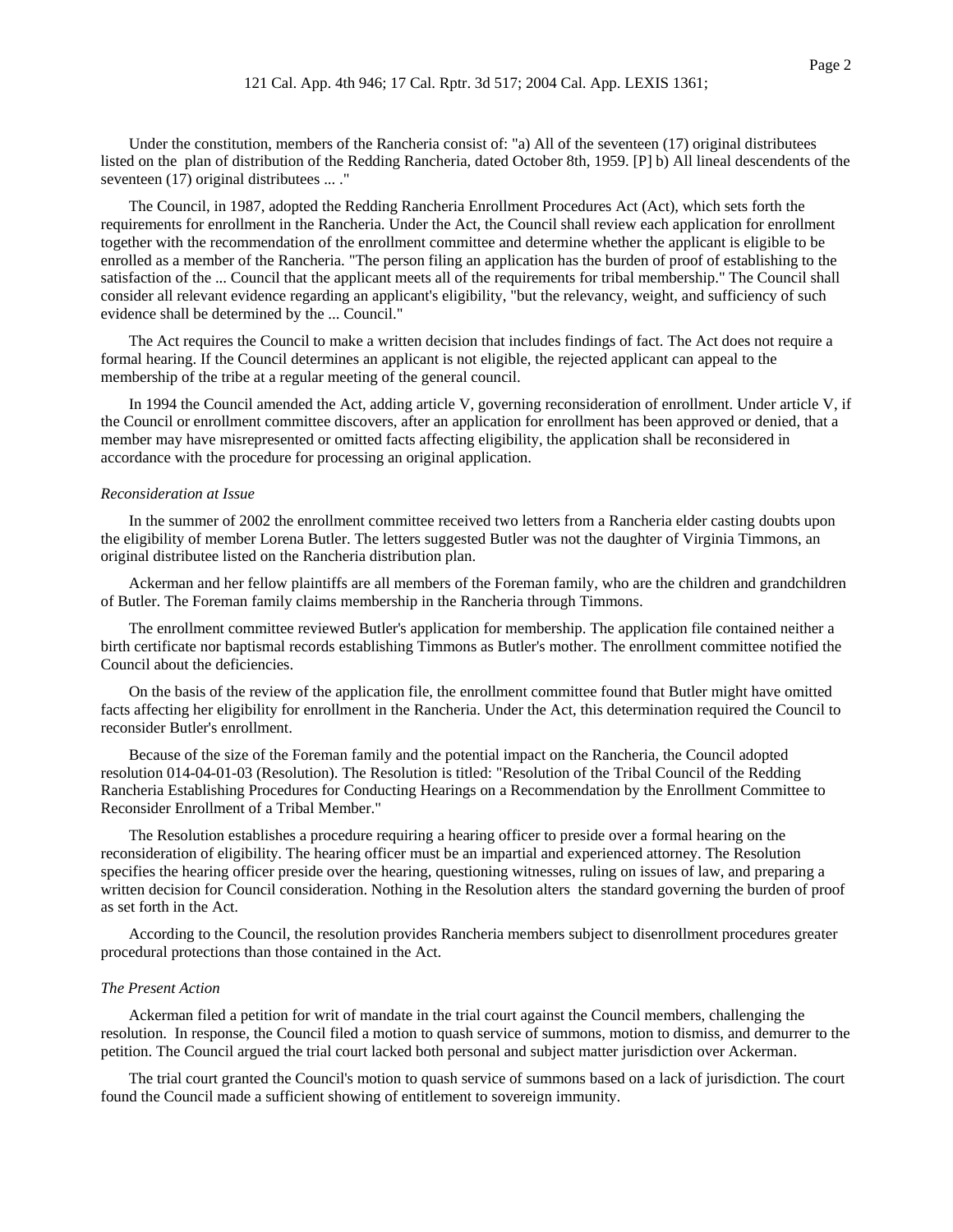Under the constitution, members of the Rancheria consist of: "a) All of the seventeen (17) original distributees listed on the plan of distribution of the Redding Rancheria, dated October 8th, 1959. [P] b) All lineal descendents of the seventeen (17) original distributees ... ."

The Council, in 1987, adopted the Redding Rancheria Enrollment Procedures Act (Act), which sets forth the requirements for enrollment in the Rancheria. Under the Act, the Council shall review each application for enrollment together with the recommendation of the enrollment committee and determine whether the applicant is eligible to be enrolled as a member of the Rancheria. "The person filing an application has the burden of proof of establishing to the satisfaction of the ... Council that the applicant meets all of the requirements for tribal membership." The Council shall consider all relevant evidence regarding an applicant's eligibility, "but the relevancy, weight, and sufficiency of such evidence shall be determined by the ... Council."

The Act requires the Council to make a written decision that includes findings of fact. The Act does not require a formal hearing. If the Council determines an applicant is not eligible, the rejected applicant can appeal to the membership of the tribe at a regular meeting of the general council.

In 1994 the Council amended the Act, adding article V, governing reconsideration of enrollment. Under article V, if the Council or enrollment committee discovers, after an application for enrollment has been approved or denied, that a member may have misrepresented or omitted facts affecting eligibility, the application shall be reconsidered in accordance with the procedure for processing an original application.

*Reconsideration at Issue*

In the summer of 2002 the enrollment committee received two letters from a Rancheria elder casting doubts upon the eligibility of member Lorena Butler. The letters suggested Butler was not the daughter of Virginia Timmons, an original distributee listed on the Rancheria distribution plan.

Ackerman and her fellow plaintiffs are all members of the Foreman family, who are the children and grandchildren of Butler. The Foreman family claims membership in the Rancheria through Timmons.

The enrollment committee reviewed Butler's application for membership. The application file contained neither a birth certificate nor baptismal records establishing Timmons as Butler's mother. The enrollment committee notified the Council about the deficiencies.

On the basis of the review of the application file, the enrollment committee found that Butler might have omitted facts affecting her eligibility for enrollment in the Rancheria. Under the Act, this determination required the Council to reconsider Butler's enrollment.

Because of the size of the Foreman family and the potential impact on the Rancheria, the Council adopted resolution 014-04-01-03 (Resolution). The Resolution is titled: "Resolution of the Tribal Council of the Redding Rancheria Establishing Procedures for Conducting Hearings on a Recommendation by the Enrollment Committee to Reconsider Enrollment of a Tribal Member."

The Resolution establishes a procedure requiring a hearing officer to preside over a formal hearing on the reconsideration of eligibility. The hearing officer must be an impartial and experienced attorney. The Resolution specifies the hearing officer preside over the hearing, questioning witnesses, ruling on issues of law, and preparing a written decision for Council consideration. Nothing in the Resolution alters the standard governing the burden of proof as set forth in the Act.

According to the Council, the resolution provides Rancheria members subject to disenrollment procedures greater procedural protections than those contained in the Act.

*The Present Action*

Ackerman filed a petition for writ of mandate in the trial court against the Council members, challenging the resolution. In response, the Council filed a motion to quash service of summons, motion to dismiss, and demurrer to the petition. The Council argued the trial court lacked both personal and subject matter jurisdiction over Ackerman.

The trial court granted the Council's motion to quash service of summons based on a lack of jurisdiction. The court found the Council made a sufficient showing of entitlement to sovereign immunity.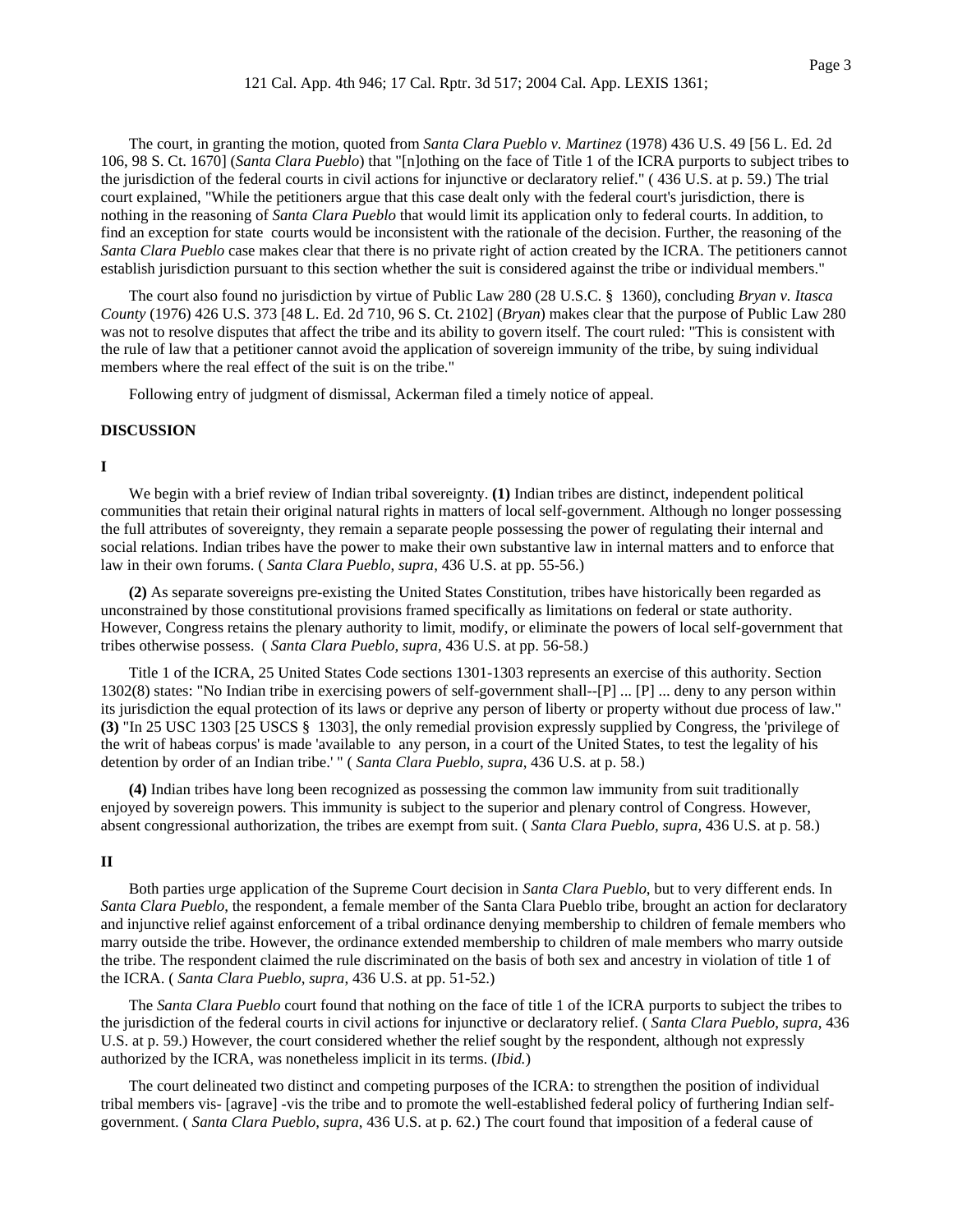The court, in granting the motion, quoted from *Santa Clara Pueblo v. Martinez* (1978) 436 U.S. 49 [56 L. Ed. 2d 106, 98 S. Ct. 1670] (*Santa Clara Pueblo*) that "[n]othing on the face of Title 1 of the ICRA purports to subject tribes to the jurisdiction of the federal courts in civil actions for injunctive or declaratory relief." ( 436 U.S. at p. 59.) The trial court explained, "While the petitioners argue that this case dealt only with the federal court's jurisdiction, there is nothing in the reasoning of *Santa Clara Pueblo* that would limit its application only to federal courts. In addition, to find an exception for state courts would be inconsistent with the rationale of the decision. Further, the reasoning of the *Santa Clara Pueblo* case makes clear that there is no private right of action created by the ICRA. The petitioners cannot establish jurisdiction pursuant to this section whether the suit is considered against the tribe or individual members."

The court also found no jurisdiction by virtue of Public Law 280 (28 U.S.C. § 1360), concluding *Bryan v. Itasca County* (1976) 426 U.S. 373 [48 L. Ed. 2d 710, 96 S. Ct. 2102] (*Bryan*) makes clear that the purpose of Public Law 280 was not to resolve disputes that affect the tribe and its ability to govern itself. The court ruled: "This is consistent with the rule of law that a petitioner cannot avoid the application of sovereign immunity of the tribe, by suing individual members where the real effect of the suit is on the tribe."

Following entry of judgment of dismissal, Ackerman filed a timely notice of appeal.

**DISCUSSION**

**I**

We begin with a brief review of Indian tribal sovereignty. **(1)** Indian tribes are distinct, independent political communities that retain their original natural rights in matters of local self-government. Although no longer possessing the full attributes of sovereignty, they remain a separate people possessing the power of regulating their internal and social relations. Indian tribes have the power to make their own substantive law in internal matters and to enforce that law in their own forums. ( *Santa Clara Pueblo, supra*, 436 U.S. at pp. 55-56.)

**(2)** As separate sovereigns pre-existing the United States Constitution, tribes have historically been regarded as unconstrained by those constitutional provisions framed specifically as limitations on federal or state authority. However, Congress retains the plenary authority to limit, modify, or eliminate the powers of local self-government that tribes otherwise possess. ( *Santa Clara Pueblo*, *supra*, 436 U.S. at pp. 56-58.)

Title 1 of the ICRA, 25 United States Code sections 1301-1303 represents an exercise of this authority. Section 1302(8) states: "No Indian tribe in exercising powers of self-government shall--[P] ... [P] ... deny to any person within its jurisdiction the equal protection of its laws or deprive any person of liberty or property without due process of law." **(3)** "In 25 USC 1303 [25 USCS § 1303], the only remedial provision expressly supplied by Congress, the 'privilege of the writ of habeas corpus' is made 'available to any person, in a court of the United States, to test the legality of his detention by order of an Indian tribe.' " ( *Santa Clara Pueblo*, *supra*, 436 U.S. at p. 58.)

**(4)** Indian tribes have long been recognized as possessing the common law immunity from suit traditionally enjoyed by sovereign powers. This immunity is subject to the superior and plenary control of Congress. However, absent congressional authorization, the tribes are exempt from suit. ( *Santa Clara Pueblo*, *supra*, 436 U.S. at p. 58.)

**II**

Both parties urge application of the Supreme Court decision in *Santa Clara Pueblo*, but to very different ends. In *Santa Clara Pueblo*, the respondent, a female member of the Santa Clara Pueblo tribe, brought an action for declaratory and injunctive relief against enforcement of a tribal ordinance denying membership to children of female members who marry outside the tribe. However, the ordinance extended membership to children of male members who marry outside the tribe. The respondent claimed the rule discriminated on the basis of both sex and ancestry in violation of title 1 of the ICRA. ( *Santa Clara Pueblo*, *supra*, 436 U.S. at pp. 51-52.)

The *Santa Clara Pueblo* court found that nothing on the face of title 1 of the ICRA purports to subject the tribes to the jurisdiction of the federal courts in civil actions for injunctive or declaratory relief. ( *Santa Clara Pueblo*, *supra*, 436 U.S. at p. 59.) However, the court considered whether the relief sought by the respondent, although not expressly authorized by the ICRA, was nonetheless implicit in its terms. (*Ibid.*)

The court delineated two distinct and competing purposes of the ICRA: to strengthen the position of individual tribal members vis- [agrave] -vis the tribe and to promote the well-established federal policy of furthering Indian self-government. ( *Santa Clara Pueblo*, *supra*, 436 U.S. at p. 62.) The court found that imposition of a federal cause of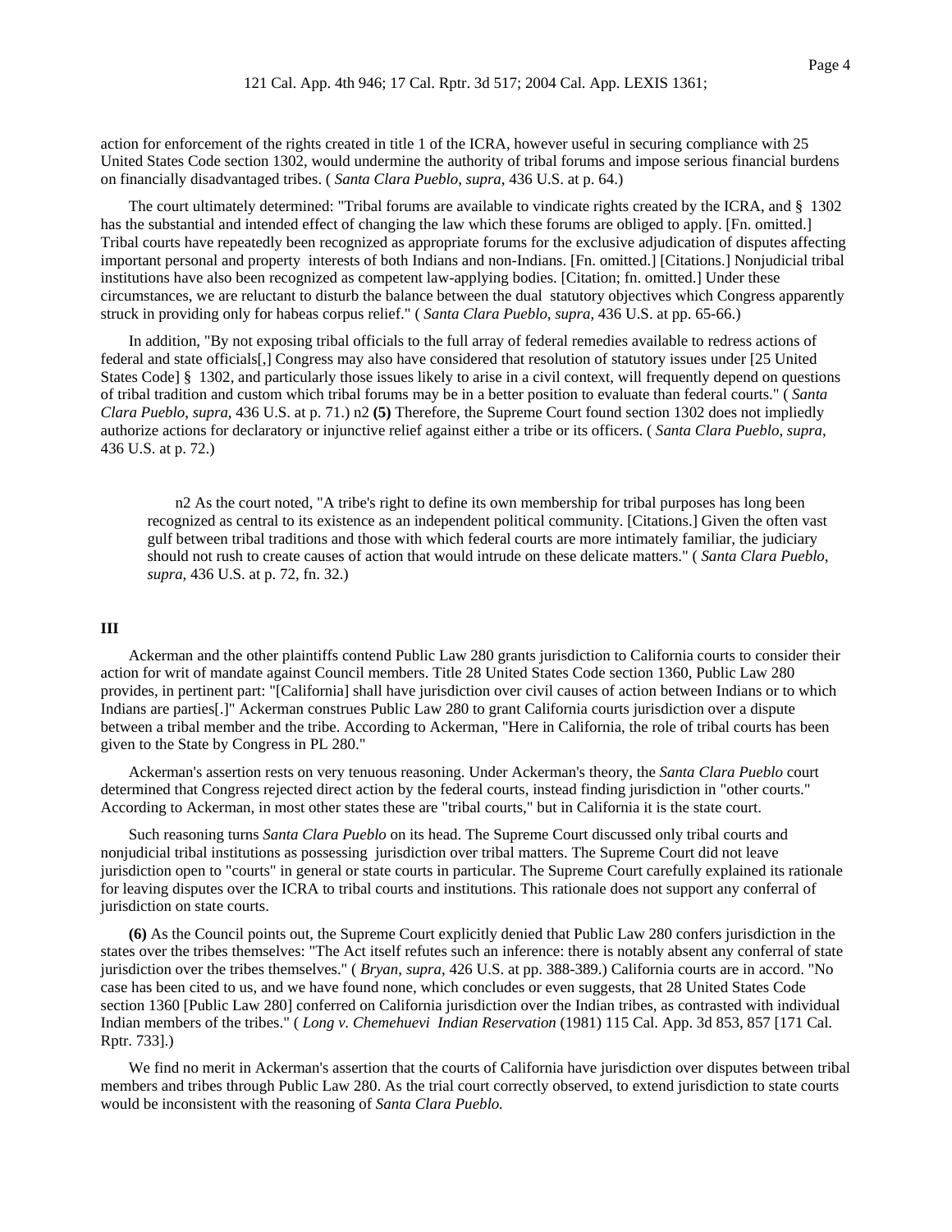action for enforcement of the rights created in title 1 of the ICRA, however useful in securing compliance with 25 United States Code section 1302, would undermine the authority of tribal forums and impose serious financial burdens on financially disadvantaged tribes. ( *Santa Clara Pueblo*, *supra*, 436 U.S. at p. 64.)

The court ultimately determined: "Tribal forums are available to vindicate rights created by the ICRA, and § 1302 has the substantial and intended effect of changing the law which these forums are obliged to apply. [Fn. omitted.] Tribal courts have repeatedly been recognized as appropriate forums for the exclusive adjudication of disputes affecting important personal and property interests of both Indians and non-Indians. [Fn. omitted.] [Citations.] Nonjudicial tribal institutions have also been recognized as competent law-applying bodies. [Citation; fn. omitted.] Under these circumstances, we are reluctant to disturb the balance between the dual statutory objectives which Congress apparently struck in providing only for habeas corpus relief." ( *Santa Clara Pueblo*, *supra*, 436 U.S. at pp. 65-66.)

In addition, "By not exposing tribal officials to the full array of federal remedies available to redress actions of federal and state officials[,] Congress may also have considered that resolution of statutory issues under [25 United States Code] § 1302, and particularly those issues likely to arise in a civil context, will frequently depend on questions of tribal tradition and custom which tribal forums may be in a better position to evaluate than federal courts." ( *Santa Clara Pueblo*, *supra*, 436 U.S. at p. 71.) n2 **(5)** Therefore, the Supreme Court found section 1302 does not impliedly authorize actions for declaratory or injunctive relief against either a tribe or its officers. ( *Santa Clara Pueblo*, *supra*, 436 U.S. at p. 72.)

> n2 As the court noted, "A tribe's right to define its own membership for tribal purposes has long been recognized as central to its existence as an independent political community. [Citations.] Given the often vast gulf between tribal traditions and those with which federal courts are more intimately familiar, the judiciary should not rush to create causes of action that would intrude on these delicate matters." ( *Santa Clara Pueblo*, *supra*, 436 U.S. at p. 72, fn. 32.)

**III**

Ackerman and the other plaintiffs contend Public Law 280 grants jurisdiction to California courts to consider their action for writ of mandate against Council members. Title 28 United States Code section 1360, Public Law 280 provides, in pertinent part: "[California] shall have jurisdiction over civil causes of action between Indians or to which Indians are parties[.]" Ackerman construes Public Law 280 to grant California courts jurisdiction over a dispute between a tribal member and the tribe. According to Ackerman, "Here in California, the role of tribal courts has been given to the State by Congress in PL 280."

Ackerman's assertion rests on very tenuous reasoning. Under Ackerman's theory, the *Santa Clara Pueblo* court determined that Congress rejected direct action by the federal courts, instead finding jurisdiction in "other courts." According to Ackerman, in most other states these are "tribal courts," but in California it is the state court.

Such reasoning turns *Santa Clara Pueblo* on its head. The Supreme Court discussed only tribal courts and nonjudicial tribal institutions as possessing jurisdiction over tribal matters. The Supreme Court did not leave jurisdiction open to "courts" in general or state courts in particular. The Supreme Court carefully explained its rationale for leaving disputes over the ICRA to tribal courts and institutions. This rationale does not support any conferral of jurisdiction on state courts.

**(6)** As the Council points out, the Supreme Court explicitly denied that Public Law 280 confers jurisdiction in the states over the tribes themselves: "The Act itself refutes such an inference: there is notably absent any conferral of state jurisdiction over the tribes themselves." ( *Bryan*, *supra*, 426 U.S. at pp. 388-389.) California courts are in accord. "No case has been cited to us, and we have found none, which concludes or even suggests, that 28 United States Code section 1360 [Public Law 280] conferred on California jurisdiction over the Indian tribes, as contrasted with individual Indian members of the tribes." ( *Long v. Chemehuevi Indian Reservation* (1981) 115 Cal. App. 3d 853, 857 [171 Cal. Rptr. 733].)

We find no merit in Ackerman's assertion that the courts of California have jurisdiction over disputes between tribal members and tribes through Public Law 280. As the trial court correctly observed, to extend jurisdiction to state courts would be inconsistent with the reasoning of *Santa Clara Pueblo.*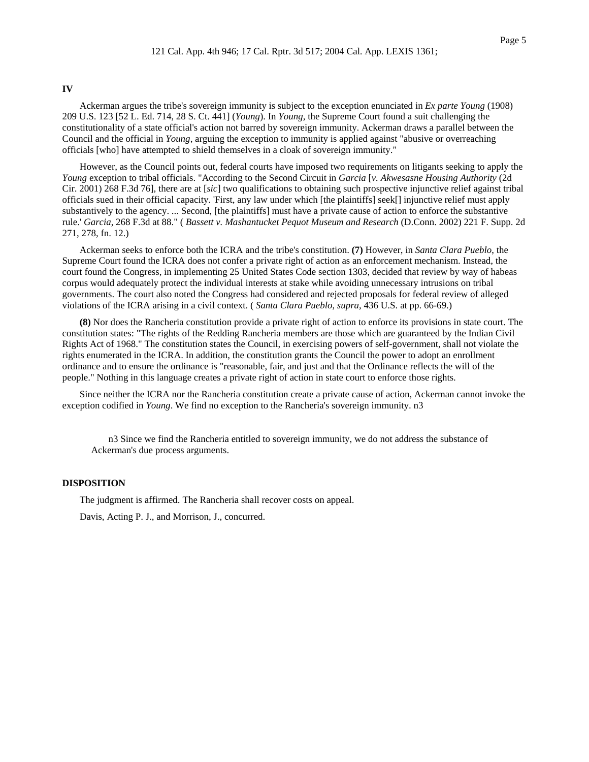## IV

Ackerman argues the tribe's sovereign immunity is subject to the exception enunciated in *Ex parte Young* (1908) 209 U.S. 123 [52 L. Ed. 714, 28 S. Ct. 441] (*Young*). In *Young*, the Supreme Court found a suit challenging the constitutionality of a state official's action not barred by sovereign immunity. Ackerman draws a parallel between the Council and the official in *Young*, arguing the exception to immunity is applied against "abusive or overreaching officials [who] have attempted to shield themselves in a cloak of sovereign immunity."

However, as the Council points out, federal courts have imposed two requirements on litigants seeking to apply the *Young* exception to tribal officials. "According to the Second Circuit in *Garcia* [*v. Akwesasne Housing Authority* (2d Cir. 2001) 268 F.3d 76], there are at [*sic*] two qualifications to obtaining such prospective injunctive relief against tribal officials sued in their official capacity. 'First, any law under which [the plaintiffs] seek[] injunctive relief must apply substantively to the agency. ... Second, [the plaintiffs] must have a private cause of action to enforce the substantive rule.' *Garcia*, 268 F.3d at 88." ( *Bassett v. Mashantucket Pequot Museum and Research* (D.Conn. 2002) 221 F. Supp. 2d 271, 278, fn. 12.)

Ackerman seeks to enforce both the ICRA and the tribe's constitution. **(7)** However, in *Santa Clara Pueblo*, the Supreme Court found the ICRA does not confer a private right of action as an enforcement mechanism. Instead, the court found the Congress, in implementing 25 United States Code section 1303, decided that review by way of habeas corpus would adequately protect the individual interests at stake while avoiding unnecessary intrusions on tribal governments. The court also noted the Congress had considered and rejected proposals for federal review of alleged violations of the ICRA arising in a civil context. ( *Santa Clara Pueblo, supra*, 436 U.S. at pp. 66-69.)

**(8)** Nor does the Rancheria constitution provide a private right of action to enforce its provisions in state court. The constitution states: "The rights of the Redding Rancheria members are those which are guaranteed by the Indian Civil Rights Act of 1968." The constitution states the Council, in exercising powers of self-government, shall not violate the rights enumerated in the ICRA. In addition, the constitution grants the Council the power to adopt an enrollment ordinance and to ensure the ordinance is "reasonable, fair, and just and that the Ordinance reflects the will of the people." Nothing in this language creates a private right of action in state court to enforce those rights.

Since neither the ICRA nor the Rancheria constitution create a private cause of action, Ackerman cannot invoke the exception codified in *Young*. We find no exception to the Rancheria's sovereign immunity. n3

n3 Since we find the Rancheria entitled to sovereign immunity, we do not address the substance of Ackerman's due process arguments.

## DISPOSITION

The judgment is affirmed. The Rancheria shall recover costs on appeal.

Davis, Acting P. J., and Morrison, J., concurred.